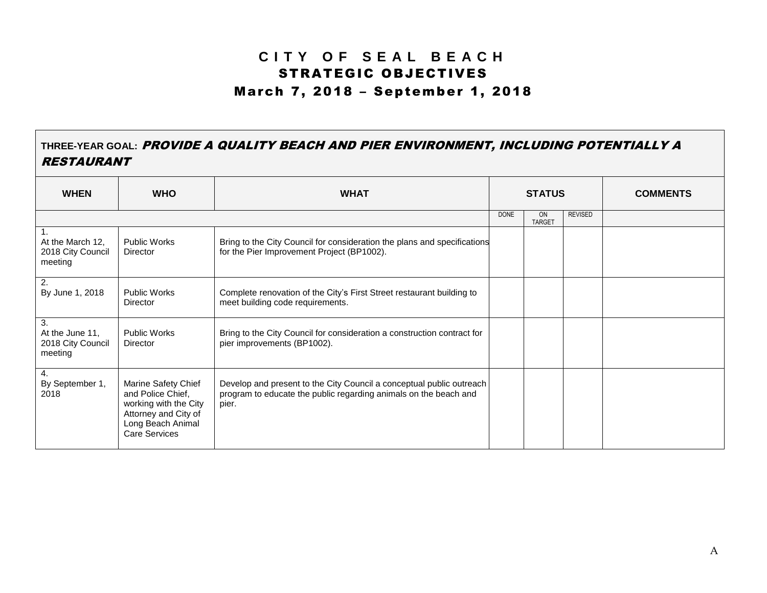# CITY OF SEAL BEACH

## STRATEGIC OBJECTIVES

## March 7, 2018 – September 1, 2018

**THREE-YEAR GOAL:** ***PROVIDE A QUALITY BEACH AND PIER ENVIRONMENT, INCLUDING POTENTIALLY A RESTAURANT***

| WHEN | WHO | WHAT | STATUS | | | COMMENTS |
|---|---|---|---|---|---|---|
| | | | DONE | ON TARGET | REVISED | |
| 1. At the March 12, 2018 City Council meeting | Public Works Director | Bring to the City Council for consideration the plans and specifications for the Pier Improvement Project (BP1002). | | | | |
| 2. By June 1, 2018 | Public Works Director | Complete renovation of the City's First Street restaurant building to meet building code requirements. | | | | |
| 3. At the June 11, 2018 City Council meeting | Public Works Director | Bring to the City Council for consideration a construction contract for pier improvements (BP1002). | | | | |
| 4. By September 1, 2018 | Marine Safety Chief and Police Chief, working with the City Attorney and City of Long Beach Animal Care Services | Develop and present to the City Council a conceptual public outreach program to educate the public regarding animals on the beach and pier. | | | | |

A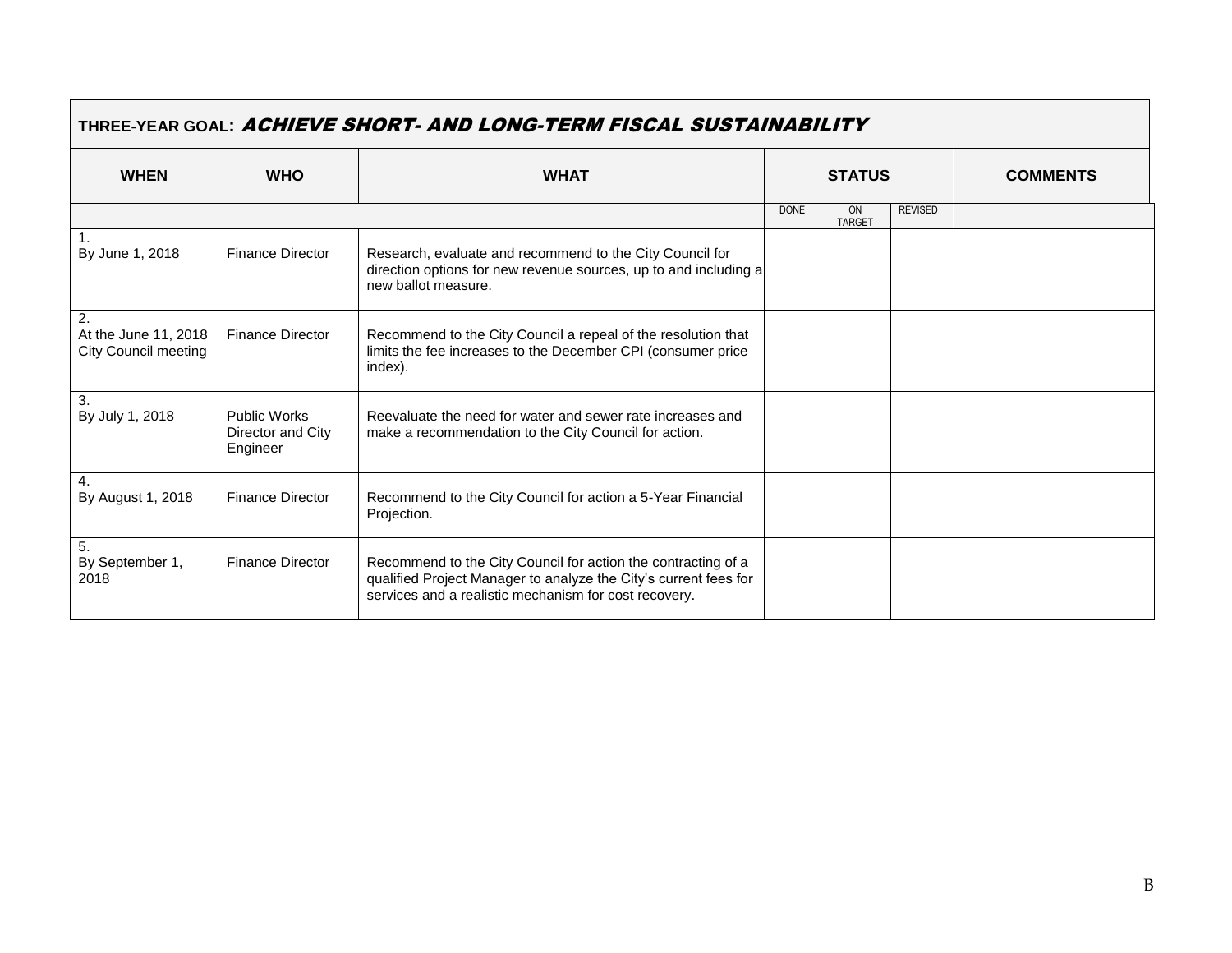| THREE-YEAR GOAL: ***ACHIEVE SHORT- AND LONG-TERM FISCAL SUSTAINABILITY*** | | | | | | |
|---|---|---|---|---|---|---|
| **WHEN** | **WHO** | **WHAT** | **STATUS** | | | **COMMENTS** |
| | | | DONE | ON TARGET | REVISED | |
| 1. By June 1, 2018 | Finance Director | Research, evaluate and recommend to the City Council for direction options for new revenue sources, up to and including a new ballot measure. | | | | |
| 2. At the June 11, 2018 City Council meeting | Finance Director | Recommend to the City Council a repeal of the resolution that limits the fee increases to the December CPI (consumer price index). | | | | |
| 3. By July 1, 2018 | Public Works Director and City Engineer | Reevaluate the need for water and sewer rate increases and make a recommendation to the City Council for action. | | | | |
| 4. By August 1, 2018 | Finance Director | Recommend to the City Council for action a 5-Year Financial Projection. | | | | |
| 5. By September 1, 2018 | Finance Director | Recommend to the City Council for action the contracting of a qualified Project Manager to analyze the City's current fees for services and a realistic mechanism for cost recovery. | | | | |

B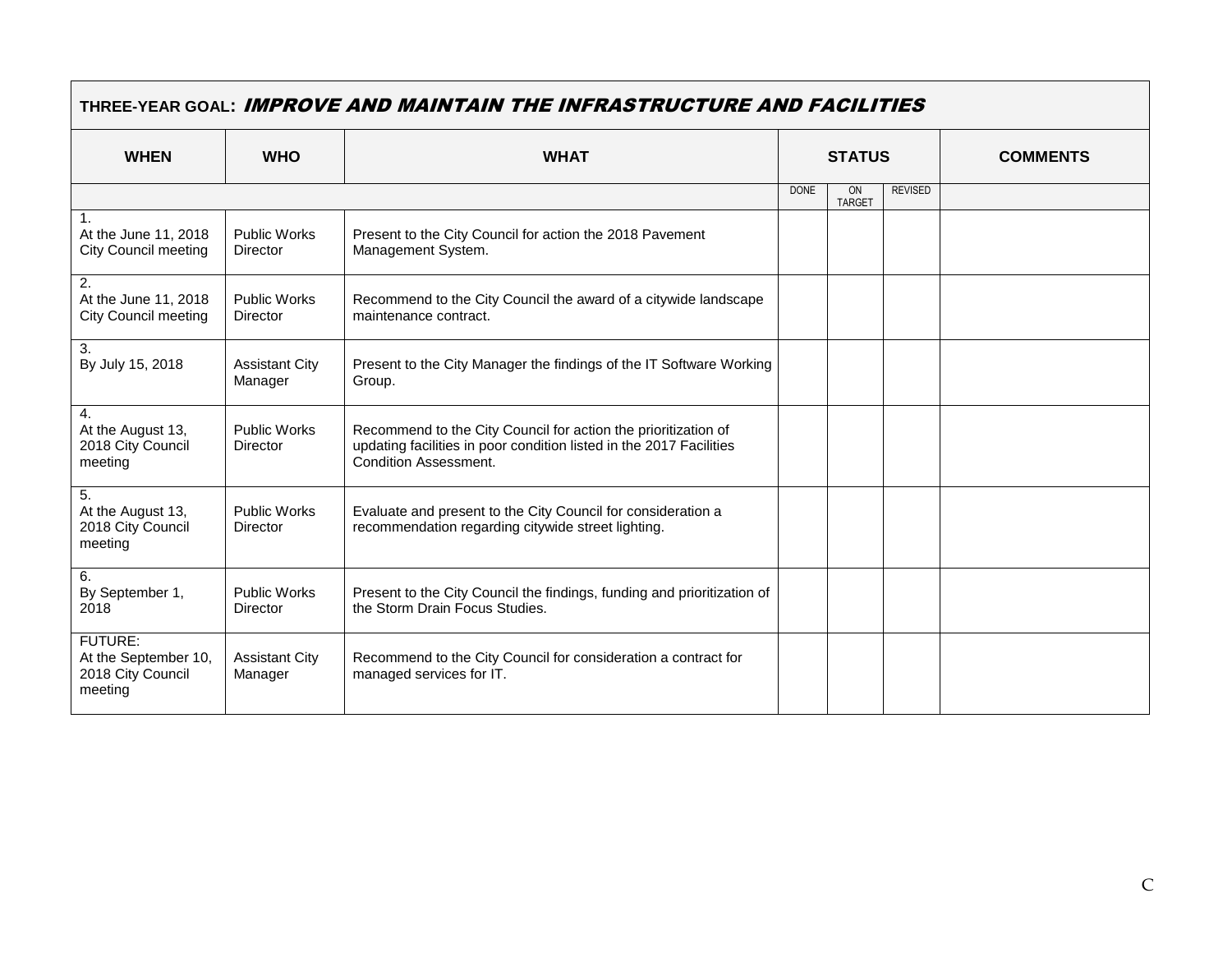| **THREE-YEAR GOAL:** ***IMPROVE AND MAINTAIN THE INFRASTRUCTURE AND FACILITIES*** | | | | | | |
|---|---|---|---|---|---|---|
| **WHEN** | **WHO** | **WHAT** | **STATUS** | | | **COMMENTS** |
| | | | DONE | ON TARGET | REVISED | |
| 1. At the June 11, 2018 City Council meeting | Public Works Director | Present to the City Council for action the 2018 Pavement Management System. | | | | |
| 2. At the June 11, 2018 City Council meeting | Public Works Director | Recommend to the City Council the award of a citywide landscape maintenance contract. | | | | |
| 3. By July 15, 2018 | Assistant City Manager | Present to the City Manager the findings of the IT Software Working Group. | | | | |
| 4. At the August 13, 2018 City Council meeting | Public Works Director | Recommend to the City Council for action the prioritization of updating facilities in poor condition listed in the 2017 Facilities Condition Assessment. | | | | |
| 5. At the August 13, 2018 City Council meeting | Public Works Director | Evaluate and present to the City Council for consideration a recommendation regarding citywide street lighting. | | | | |
| 6. By September 1, 2018 | Public Works Director | Present to the City Council the findings, funding and prioritization of the Storm Drain Focus Studies. | | | | |
| FUTURE: At the September 10, 2018 City Council meeting | Assistant City Manager | Recommend to the City Council for consideration a contract for managed services for IT. | | | | |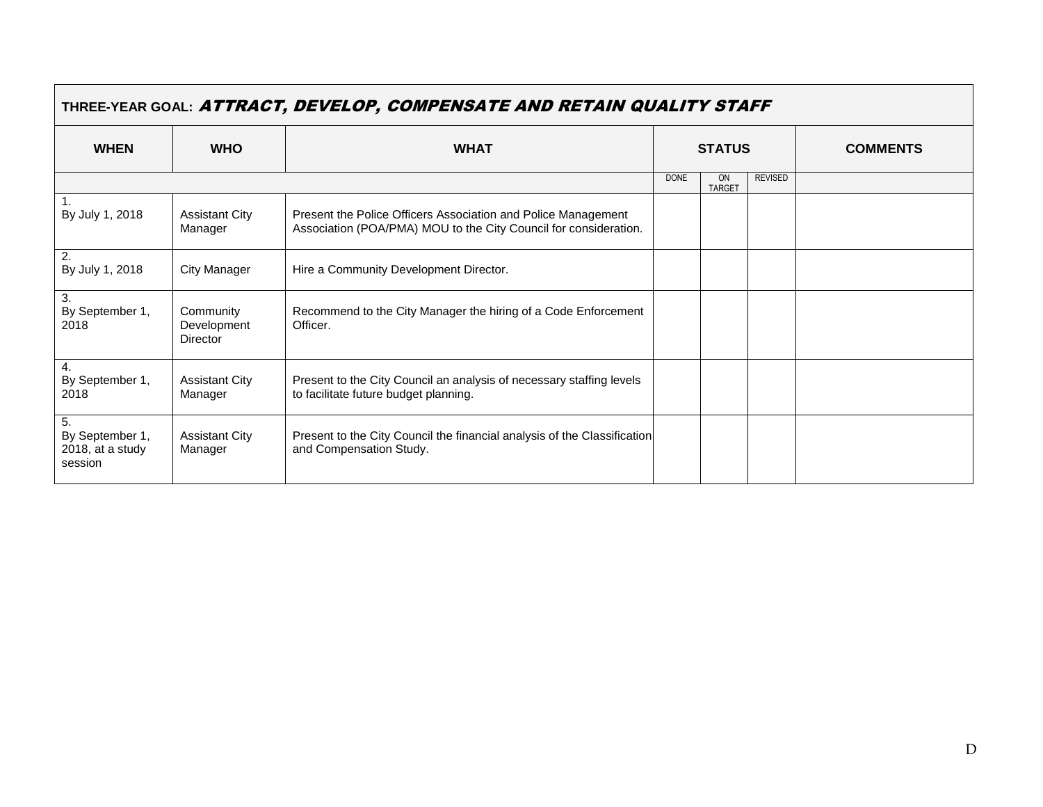| THREE-YEAR GOAL: ***ATTRACT, DEVELOP, COMPENSATE AND RETAIN QUALITY STAFF*** | | | | | | |
|---|---|---|---|---|---|---|
| **WHEN** | **WHO** | **WHAT** | **STATUS** | | | **COMMENTS** |
| | | | DONE | ON TARGET | REVISED | |
| 1. By July 1, 2018 | Assistant City Manager | Present the Police Officers Association and Police Management Association (POA/PMA) MOU to the City Council for consideration. | | | | |
| 2. By July 1, 2018 | City Manager | Hire a Community Development Director. | | | | |
| 3. By September 1, 2018 | Community Development Director | Recommend to the City Manager the hiring of a Code Enforcement Officer. | | | | |
| 4. By September 1, 2018 | Assistant City Manager | Present to the City Council an analysis of necessary staffing levels to facilitate future budget planning. | | | | |
| 5. By September 1, 2018, at a study session | Assistant City Manager | Present to the City Council the financial analysis of the Classification and Compensation Study. | | | | |

D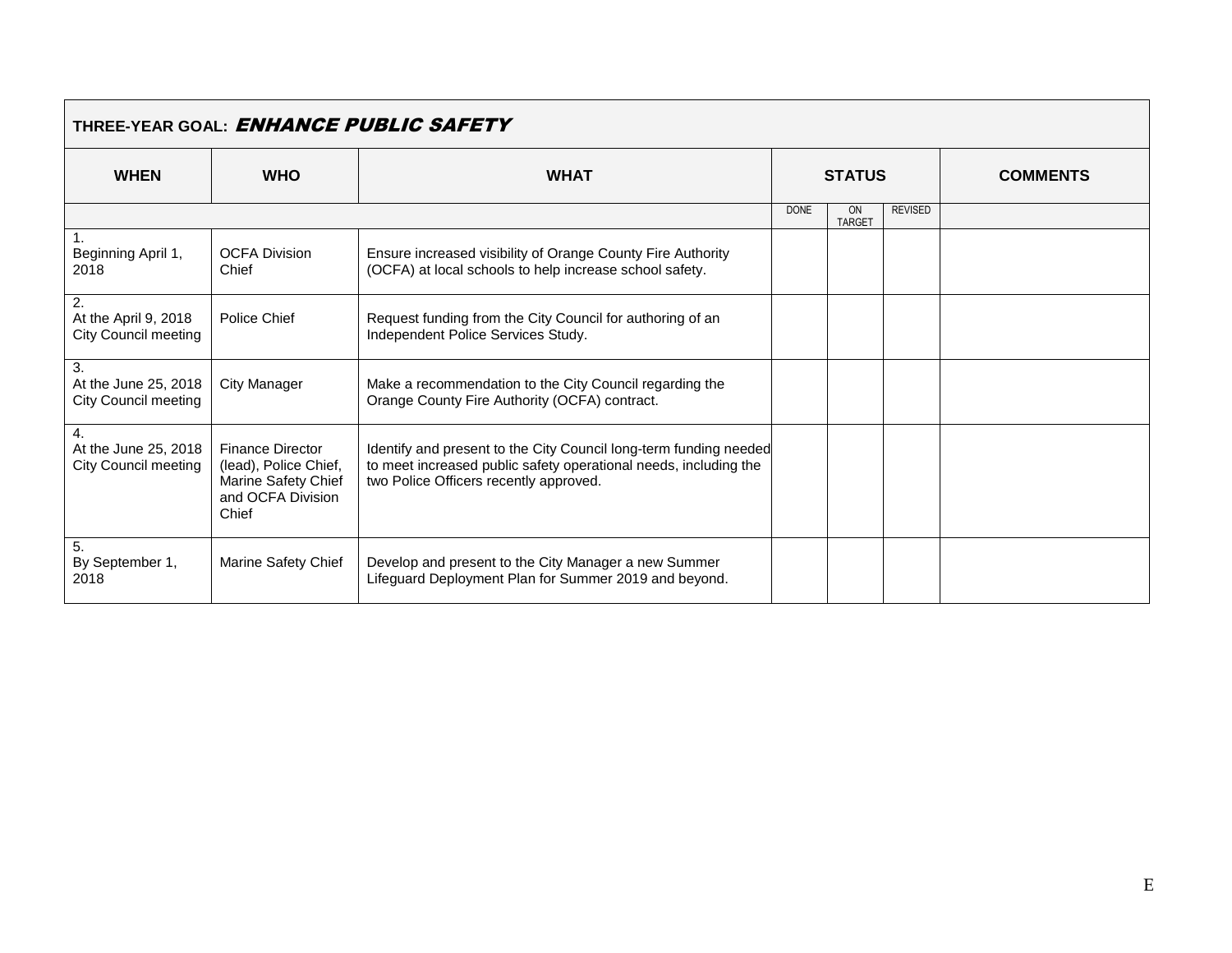| THREE-YEAR GOAL: ***ENHANCE PUBLIC SAFETY*** | | | | | | |
|---|---|---|---|---|---|---|
| **WHEN** | **WHO** | **WHAT** | **STATUS** | | | **COMMENTS** |
| | | | DONE | ON TARGET | REVISED | |
| 1. Beginning April 1, 2018 | OCFA Division Chief | Ensure increased visibility of Orange County Fire Authority (OCFA) at local schools to help increase school safety. | | | | |
| 2. At the April 9, 2018 City Council meeting | Police Chief | Request funding from the City Council for authoring of an Independent Police Services Study. | | | | |
| 3. At the June 25, 2018 City Council meeting | City Manager | Make a recommendation to the City Council regarding the Orange County Fire Authority (OCFA) contract. | | | | |
| 4. At the June 25, 2018 City Council meeting | Finance Director (lead), Police Chief, Marine Safety Chief and OCFA Division Chief | Identify and present to the City Council long-term funding needed to meet increased public safety operational needs, including the two Police Officers recently approved. | | | | |
| 5. By September 1, 2018 | Marine Safety Chief | Develop and present to the City Manager a new Summer Lifeguard Deployment Plan for Summer 2019 and beyond. | | | | |